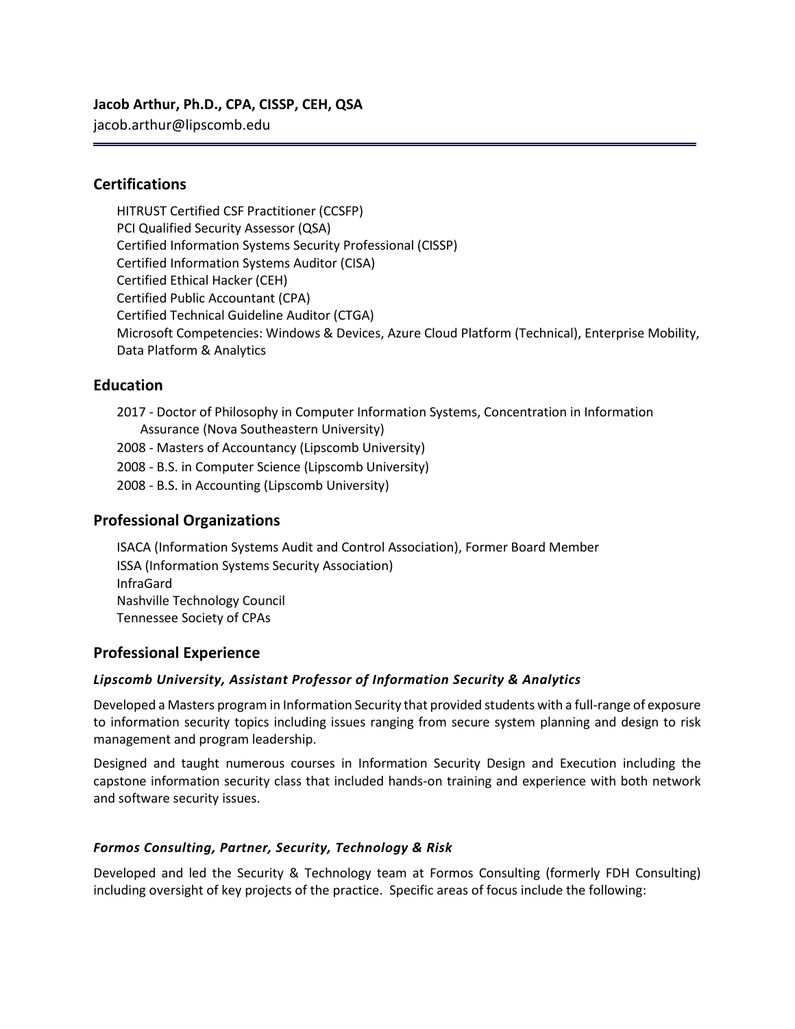**Jacob Arthur, Ph.D., CPA, CISSP, CEH, QSA**
jacob.arthur@lipscomb.edu

## Certifications

HITRUST Certified CSF Practitioner (CCSFP)
PCI Qualified Security Assessor (QSA)
Certified Information Systems Security Professional (CISSP)
Certified Information Systems Auditor (CISA)
Certified Ethical Hacker (CEH)
Certified Public Accountant (CPA)
Certified Technical Guideline Auditor (CTGA)
Microsoft Competencies: Windows & Devices, Azure Cloud Platform (Technical), Enterprise Mobility, Data Platform & Analytics

## Education

2017 - Doctor of Philosophy in Computer Information Systems, Concentration in Information Assurance (Nova Southeastern University)
2008 - Masters of Accountancy (Lipscomb University)
2008 - B.S. in Computer Science (Lipscomb University)
2008 - B.S. in Accounting (Lipscomb University)

## Professional Organizations

ISACA (Information Systems Audit and Control Association), Former Board Member
ISSA (Information Systems Security Association)
InfraGard
Nashville Technology Council
Tennessee Society of CPAs

## Professional Experience

### *Lipscomb University, Assistant Professor of Information Security & Analytics*

Developed a Masters program in Information Security that provided students with a full-range of exposure to information security topics including issues ranging from secure system planning and design to risk management and program leadership.

Designed and taught numerous courses in Information Security Design and Execution including the capstone information security class that included hands-on training and experience with both network and software security issues.

### *Formos Consulting, Partner, Security, Technology & Risk*

Developed and led the Security & Technology team at Formos Consulting (formerly FDH Consulting) including oversight of key projects of the practice. Specific areas of focus include the following: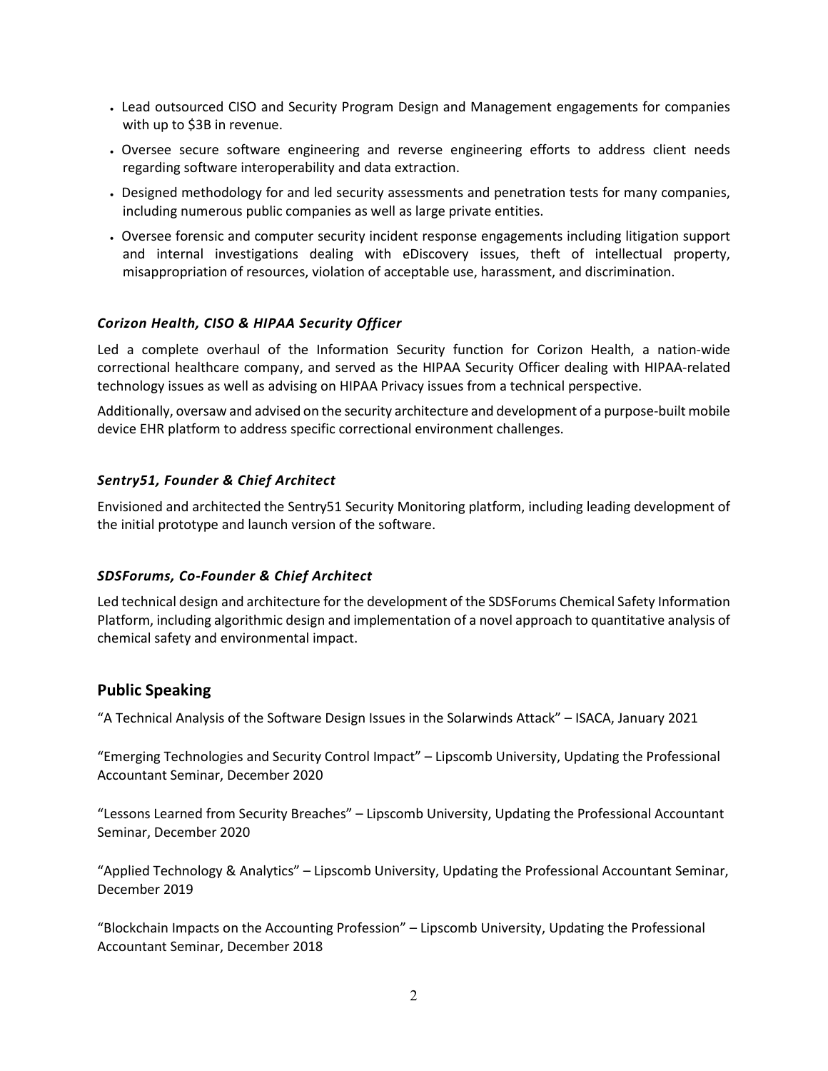- Lead outsourced CISO and Security Program Design and Management engagements for companies with up to $3B in revenue.
- Oversee secure software engineering and reverse engineering efforts to address client needs regarding software interoperability and data extraction.
- Designed methodology for and led security assessments and penetration tests for many companies, including numerous public companies as well as large private entities.
- Oversee forensic and computer security incident response engagements including litigation support and internal investigations dealing with eDiscovery issues, theft of intellectual property, misappropriation of resources, violation of acceptable use, harassment, and discrimination.

### *Corizon Health, CISO & HIPAA Security Officer*

Led a complete overhaul of the Information Security function for Corizon Health, a nation-wide correctional healthcare company, and served as the HIPAA Security Officer dealing with HIPAA-related technology issues as well as advising on HIPAA Privacy issues from a technical perspective.

Additionally, oversaw and advised on the security architecture and development of a purpose-built mobile device EHR platform to address specific correctional environment challenges.

### *Sentry51, Founder & Chief Architect*

Envisioned and architected the Sentry51 Security Monitoring platform, including leading development of the initial prototype and launch version of the software.

### *SDSForums, Co-Founder & Chief Architect*

Led technical design and architecture for the development of the SDSForums Chemical Safety Information Platform, including algorithmic design and implementation of a novel approach to quantitative analysis of chemical safety and environmental impact.

## Public Speaking

“A Technical Analysis of the Software Design Issues in the Solarwinds Attack” – ISACA, January 2021

“Emerging Technologies and Security Control Impact” – Lipscomb University, Updating the Professional Accountant Seminar, December 2020

“Lessons Learned from Security Breaches” – Lipscomb University, Updating the Professional Accountant Seminar, December 2020

“Applied Technology & Analytics” – Lipscomb University, Updating the Professional Accountant Seminar, December 2019

“Blockchain Impacts on the Accounting Profession” – Lipscomb University, Updating the Professional Accountant Seminar, December 2018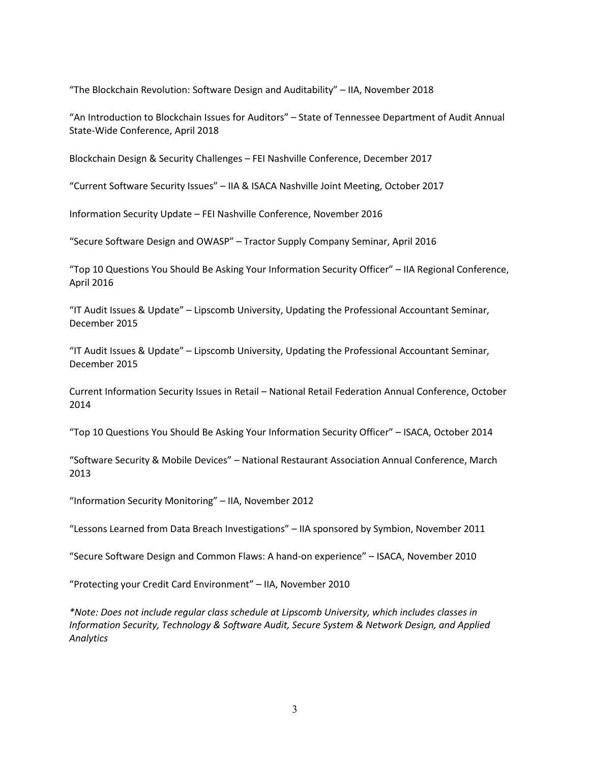“The Blockchain Revolution: Software Design and Auditability” – IIA, November 2018

“An Introduction to Blockchain Issues for Auditors” – State of Tennessee Department of Audit Annual State-Wide Conference, April 2018

Blockchain Design & Security Challenges – FEI Nashville Conference, December 2017

“Current Software Security Issues” – IIA & ISACA Nashville Joint Meeting, October 2017

Information Security Update – FEI Nashville Conference, November 2016

“Secure Software Design and OWASP” – Tractor Supply Company Seminar, April 2016

“Top 10 Questions You Should Be Asking Your Information Security Officer” – IIA Regional Conference, April 2016

“IT Audit Issues & Update” – Lipscomb University, Updating the Professional Accountant Seminar, December 2015

“IT Audit Issues & Update” – Lipscomb University, Updating the Professional Accountant Seminar, December 2015

Current Information Security Issues in Retail – National Retail Federation Annual Conference, October 2014

“Top 10 Questions You Should Be Asking Your Information Security Officer” – ISACA, October 2014

“Software Security & Mobile Devices” – National Restaurant Association Annual Conference, March 2013

“Information Security Monitoring” – IIA, November 2012

“Lessons Learned from Data Breach Investigations” – IIA sponsored by Symbion, November 2011

“Secure Software Design and Common Flaws: A hand-on experience” – ISACA, November 2010

“Protecting your Credit Card Environment” – IIA, November 2010

*\*Note: Does not include regular class schedule at Lipscomb University, which includes classes in Information Security, Technology & Software Audit, Secure System & Network Design, and Applied Analytics*